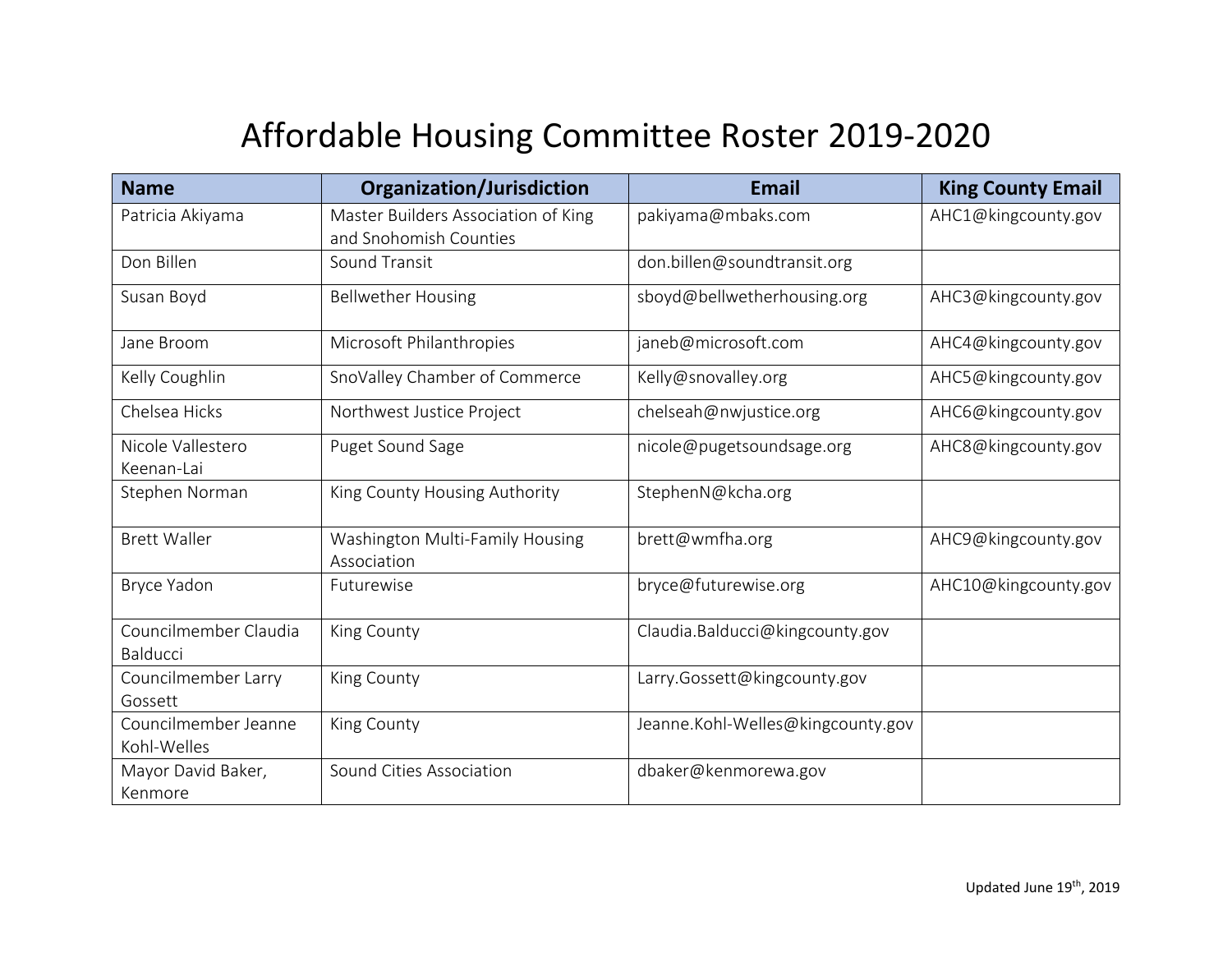# Affordable Housing Committee Roster 2019-2020

| Name | Organization/Jurisdiction | Email | King County Email |
|---|---|---|---|
| Patricia Akiyama | Master Builders Association of King and Snohomish Counties | pakiyama@mbaks.com | AHC1@kingcounty.gov |
| Don Billen | Sound Transit | don.billen@soundtransit.org | |
| Susan Boyd | Bellwether Housing | sboyd@bellwetherhousing.org | AHC3@kingcounty.gov |
| Jane Broom | Microsoft Philanthropies | janeb@microsoft.com | AHC4@kingcounty.gov |
| Kelly Coughlin | SnoValley Chamber of Commerce | Kelly@snovalley.org | AHC5@kingcounty.gov |
| Chelsea Hicks | Northwest Justice Project | chelseah@nwjustice.org | AHC6@kingcounty.gov |
| Nicole Vallestero Keenan-Lai | Puget Sound Sage | nicole@pugetsoundsage.org | AHC8@kingcounty.gov |
| Stephen Norman | King County Housing Authority | StephenN@kcha.org | |
| Brett Waller | Washington Multi-Family Housing Association | brett@wmfha.org | AHC9@kingcounty.gov |
| Bryce Yadon | Futurewise | bryce@futurewise.org | AHC10@kingcounty.gov |
| Councilmember Claudia Balducci | King County | Claudia.Balducci@kingcounty.gov | |
| Councilmember Larry Gossett | King County | Larry.Gossett@kingcounty.gov | |
| Councilmember Jeanne Kohl-Welles | King County | Jeanne.Kohl-Welles@kingcounty.gov | |
| Mayor David Baker, Kenmore | Sound Cities Association | dbaker@kenmorewa.gov | |

Updated June 19th, 2019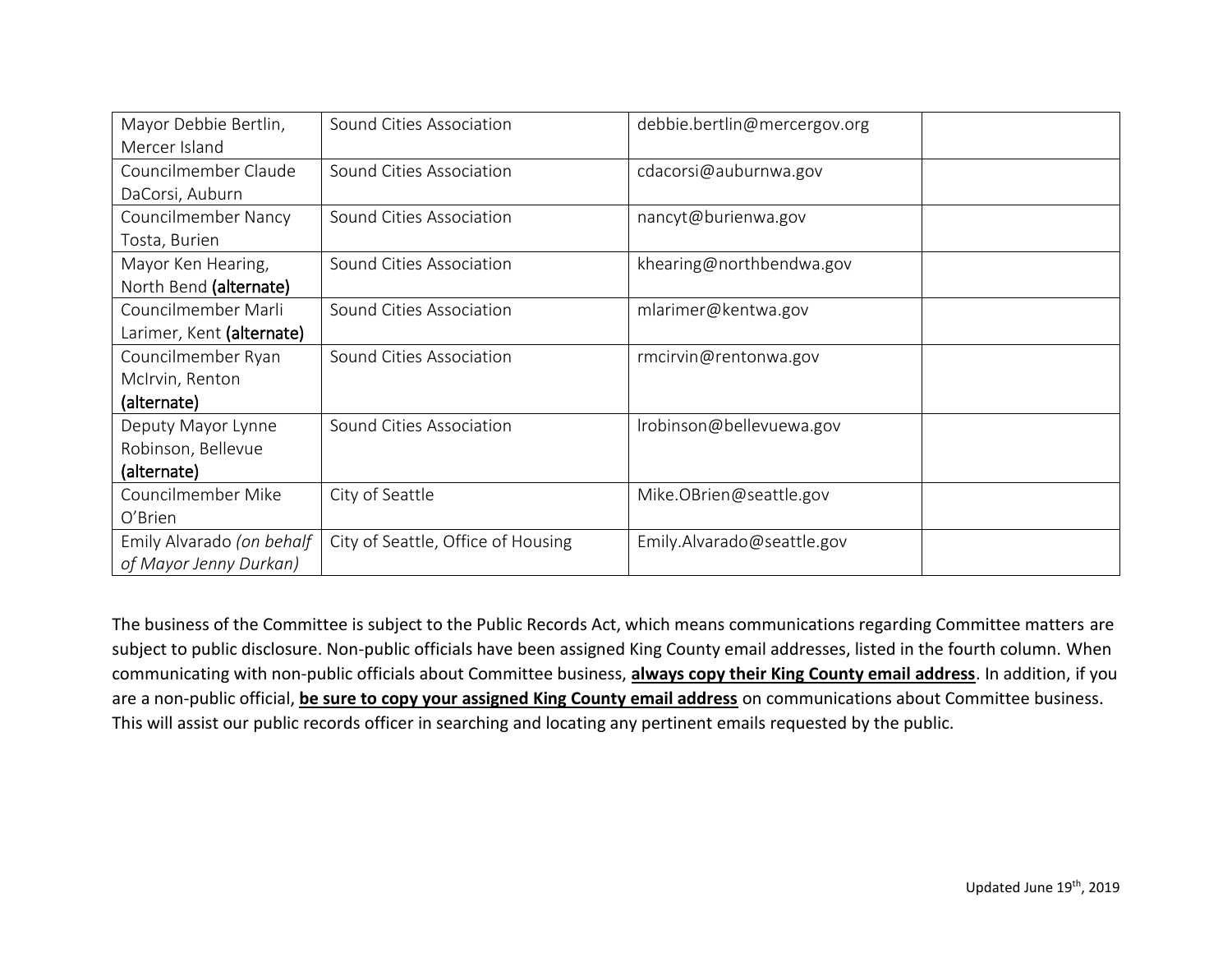| | | | |
|---|---|---|---|
| Mayor Debbie Bertlin, Mercer Island | Sound Cities Association | debbie.bertlin@mercergov.org | |
| Councilmember Claude DaCorsi, Auburn | Sound Cities Association | cdacorsi@auburnwa.gov | |
| Councilmember Nancy Tosta, Burien | Sound Cities Association | nancyt@burienwa.gov | |
| Mayor Ken Hearing, North Bend **(alternate)** | Sound Cities Association | khearing@northbendwa.gov | |
| Councilmember Marli Larimer, Kent **(alternate)** | Sound Cities Association | mlarimer@kentwa.gov | |
| Councilmember Ryan McIrvin, Renton **(alternate)** | Sound Cities Association | rmcirvin@rentonwa.gov | |
| Deputy Mayor Lynne Robinson, Bellevue **(alternate)** | Sound Cities Association | lrobinson@bellevuewa.gov | |
| Councilmember Mike O'Brien | City of Seattle | Mike.OBrien@seattle.gov | |
| Emily Alvarado *(on behalf of Mayor Jenny Durkan)* | City of Seattle, Office of Housing | Emily.Alvarado@seattle.gov | |

The business of the Committee is subject to the Public Records Act, which means communications regarding Committee matters are subject to public disclosure. Non-public officials have been assigned King County email addresses, listed in the fourth column. When communicating with non-public officials about Committee business, **always copy their King County email address**. In addition, if you are a non-public official, **be sure to copy your assigned King County email address** on communications about Committee business. This will assist our public records officer in searching and locating any pertinent emails requested by the public.

Updated June 19th, 2019